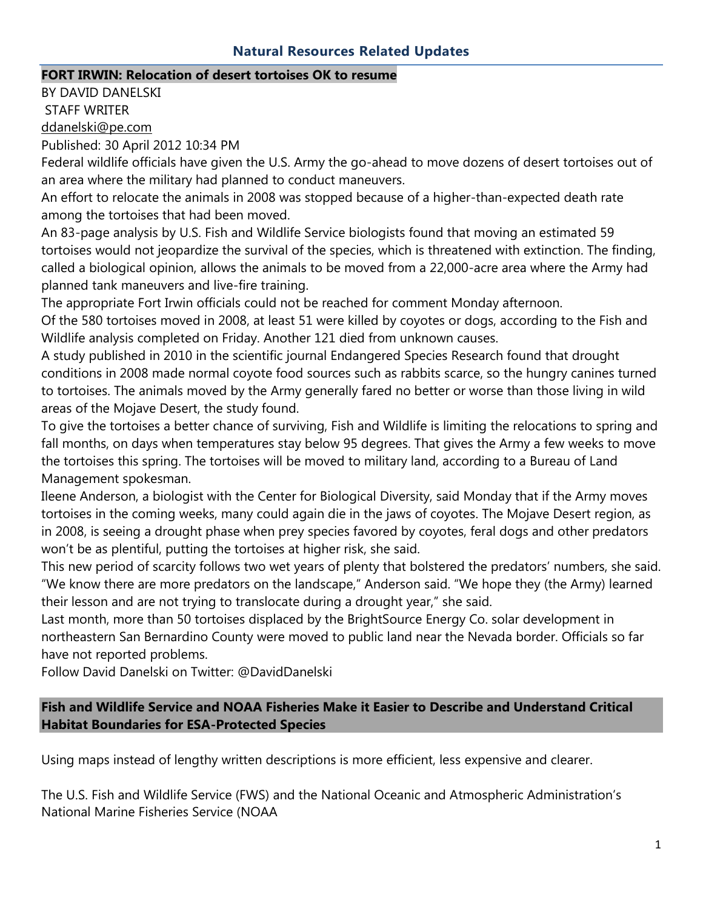## Natural Resources Related Updates

**FORT IRWIN: Relocation of desert tortoises OK to resume**

BY DAVID DANELSKI

STAFF WRITER

ddanelski@pe.com

Published: 30 April 2012 10:34 PM

Federal wildlife officials have given the U.S. Army the go-ahead to move dozens of desert tortoises out of an area where the military had planned to conduct maneuvers.

An effort to relocate the animals in 2008 was stopped because of a higher-than-expected death rate among the tortoises that had been moved.

An 83-page analysis by U.S. Fish and Wildlife Service biologists found that moving an estimated 59 tortoises would not jeopardize the survival of the species, which is threatened with extinction. The finding, called a biological opinion, allows the animals to be moved from a 22,000-acre area where the Army had planned tank maneuvers and live-fire training.

The appropriate Fort Irwin officials could not be reached for comment Monday afternoon.

Of the 580 tortoises moved in 2008, at least 51 were killed by coyotes or dogs, according to the Fish and Wildlife analysis completed on Friday. Another 121 died from unknown causes.

A study published in 2010 in the scientific journal Endangered Species Research found that drought conditions in 2008 made normal coyote food sources such as rabbits scarce, so the hungry canines turned to tortoises. The animals moved by the Army generally fared no better or worse than those living in wild areas of the Mojave Desert, the study found.

To give the tortoises a better chance of surviving, Fish and Wildlife is limiting the relocations to spring and fall months, on days when temperatures stay below 95 degrees. That gives the Army a few weeks to move the tortoises this spring. The tortoises will be moved to military land, according to a Bureau of Land Management spokesman.

Ileene Anderson, a biologist with the Center for Biological Diversity, said Monday that if the Army moves tortoises in the coming weeks, many could again die in the jaws of coyotes. The Mojave Desert region, as in 2008, is seeing a drought phase when prey species favored by coyotes, feral dogs and other predators won't be as plentiful, putting the tortoises at higher risk, she said.

This new period of scarcity follows two wet years of plenty that bolstered the predators' numbers, she said. "We know there are more predators on the landscape," Anderson said. "We hope they (the Army) learned their lesson and are not trying to translocate during a drought year," she said.

Last month, more than 50 tortoises displaced by the BrightSource Energy Co. solar development in northeastern San Bernardino County were moved to public land near the Nevada border. Officials so far have not reported problems.

Follow David Danelski on Twitter: @DavidDanelski

**Fish and Wildlife Service and NOAA Fisheries Make it Easier to Describe and Understand Critical Habitat Boundaries for ESA-Protected Species**

Using maps instead of lengthy written descriptions is more efficient, less expensive and clearer.

The U.S. Fish and Wildlife Service (FWS) and the National Oceanic and Atmospheric Administration's National Marine Fisheries Service (NOAA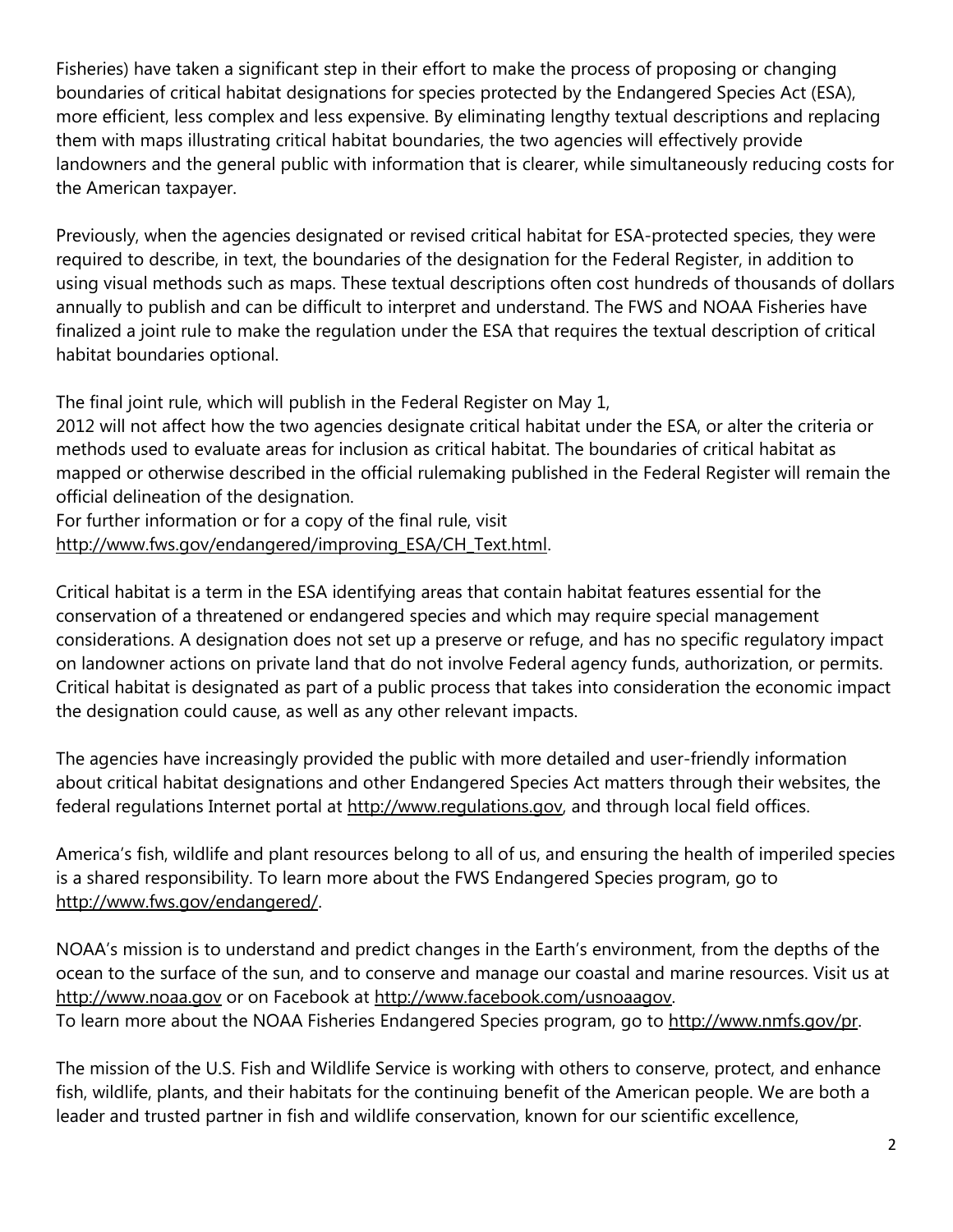Fisheries) have taken a significant step in their effort to make the process of proposing or changing boundaries of critical habitat designations for species protected by the Endangered Species Act (ESA), more efficient, less complex and less expensive. By eliminating lengthy textual descriptions and replacing them with maps illustrating critical habitat boundaries, the two agencies will effectively provide landowners and the general public with information that is clearer, while simultaneously reducing costs for the American taxpayer.

Previously, when the agencies designated or revised critical habitat for ESA-protected species, they were required to describe, in text, the boundaries of the designation for the Federal Register, in addition to using visual methods such as maps. These textual descriptions often cost hundreds of thousands of dollars annually to publish and can be difficult to interpret and understand. The FWS and NOAA Fisheries have finalized a joint rule to make the regulation under the ESA that requires the textual description of critical habitat boundaries optional.

The final joint rule, which will publish in the Federal Register on May 1, 2012 will not affect how the two agencies designate critical habitat under the ESA, or alter the criteria or methods used to evaluate areas for inclusion as critical habitat. The boundaries of critical habitat as mapped or otherwise described in the official rulemaking published in the Federal Register will remain the official delineation of the designation.
For further information or for a copy of the final rule, visit http://www.fws.gov/endangered/improving_ESA/CH_Text.html.

Critical habitat is a term in the ESA identifying areas that contain habitat features essential for the conservation of a threatened or endangered species and which may require special management considerations. A designation does not set up a preserve or refuge, and has no specific regulatory impact on landowner actions on private land that do not involve Federal agency funds, authorization, or permits. Critical habitat is designated as part of a public process that takes into consideration the economic impact the designation could cause, as well as any other relevant impacts.

The agencies have increasingly provided the public with more detailed and user-friendly information about critical habitat designations and other Endangered Species Act matters through their websites, the federal regulations Internet portal at http://www.regulations.gov, and through local field offices.

America's fish, wildlife and plant resources belong to all of us, and ensuring the health of imperiled species is a shared responsibility. To learn more about the FWS Endangered Species program, go to http://www.fws.gov/endangered/.

NOAA's mission is to understand and predict changes in the Earth's environment, from the depths of the ocean to the surface of the sun, and to conserve and manage our coastal and marine resources. Visit us at http://www.noaa.gov or on Facebook at http://www.facebook.com/usnoaagov.
To learn more about the NOAA Fisheries Endangered Species program, go to http://www.nmfs.gov/pr.

The mission of the U.S. Fish and Wildlife Service is working with others to conserve, protect, and enhance fish, wildlife, plants, and their habitats for the continuing benefit of the American people. We are both a leader and trusted partner in fish and wildlife conservation, known for our scientific excellence,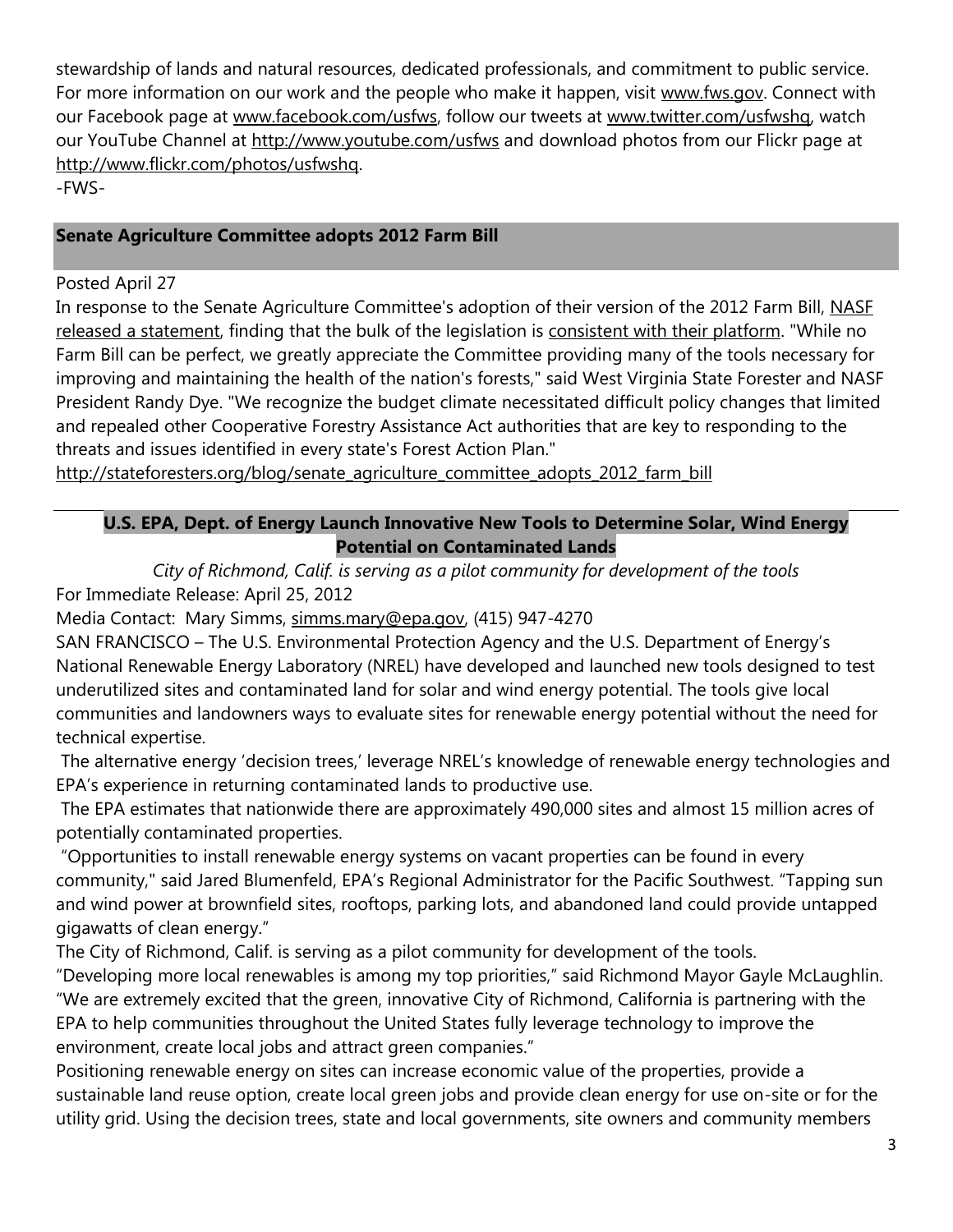stewardship of lands and natural resources, dedicated professionals, and commitment to public service. For more information on our work and the people who make it happen, visit www.fws.gov. Connect with our Facebook page at www.facebook.com/usfws, follow our tweets at www.twitter.com/usfwshq, watch our YouTube Channel at http://www.youtube.com/usfws and download photos from our Flickr page at http://www.flickr.com/photos/usfwshq.

-FWS-

## Senate Agriculture Committee adopts 2012 Farm Bill

Posted April 27

In response to the Senate Agriculture Committee's adoption of their version of the 2012 Farm Bill, NASF released a statement, finding that the bulk of the legislation is consistent with their platform. "While no Farm Bill can be perfect, we greatly appreciate the Committee providing many of the tools necessary for improving and maintaining the health of the nation's forests," said West Virginia State Forester and NASF President Randy Dye. "We recognize the budget climate necessitated difficult policy changes that limited and repealed other Cooperative Forestry Assistance Act authorities that are key to responding to the threats and issues identified in every state's Forest Action Plan."

http://stateforesters.org/blog/senate_agriculture_committee_adopts_2012_farm_bill

## U.S. EPA, Dept. of Energy Launch Innovative New Tools to Determine Solar, Wind Energy Potential on Contaminated Lands

*City of Richmond, Calif. is serving as a pilot community for development of the tools*

For Immediate Release: April 25, 2012

Media Contact: Mary Simms, simms.mary@epa.gov, (415) 947-4270

SAN FRANCISCO – The U.S. Environmental Protection Agency and the U.S. Department of Energy's National Renewable Energy Laboratory (NREL) have developed and launched new tools designed to test underutilized sites and contaminated land for solar and wind energy potential. The tools give local communities and landowners ways to evaluate sites for renewable energy potential without the need for technical expertise.

The alternative energy 'decision trees,' leverage NREL's knowledge of renewable energy technologies and EPA's experience in returning contaminated lands to productive use.

The EPA estimates that nationwide there are approximately 490,000 sites and almost 15 million acres of potentially contaminated properties.

"Opportunities to install renewable energy systems on vacant properties can be found in every community," said Jared Blumenfeld, EPA's Regional Administrator for the Pacific Southwest. "Tapping sun and wind power at brownfield sites, rooftops, parking lots, and abandoned land could provide untapped gigawatts of clean energy."

The City of Richmond, Calif. is serving as a pilot community for development of the tools.

"Developing more local renewables is among my top priorities," said Richmond Mayor Gayle McLaughlin. "We are extremely excited that the green, innovative City of Richmond, California is partnering with the EPA to help communities throughout the United States fully leverage technology to improve the environment, create local jobs and attract green companies."

Positioning renewable energy on sites can increase economic value of the properties, provide a sustainable land reuse option, create local green jobs and provide clean energy for use on-site or for the utility grid. Using the decision trees, state and local governments, site owners and community members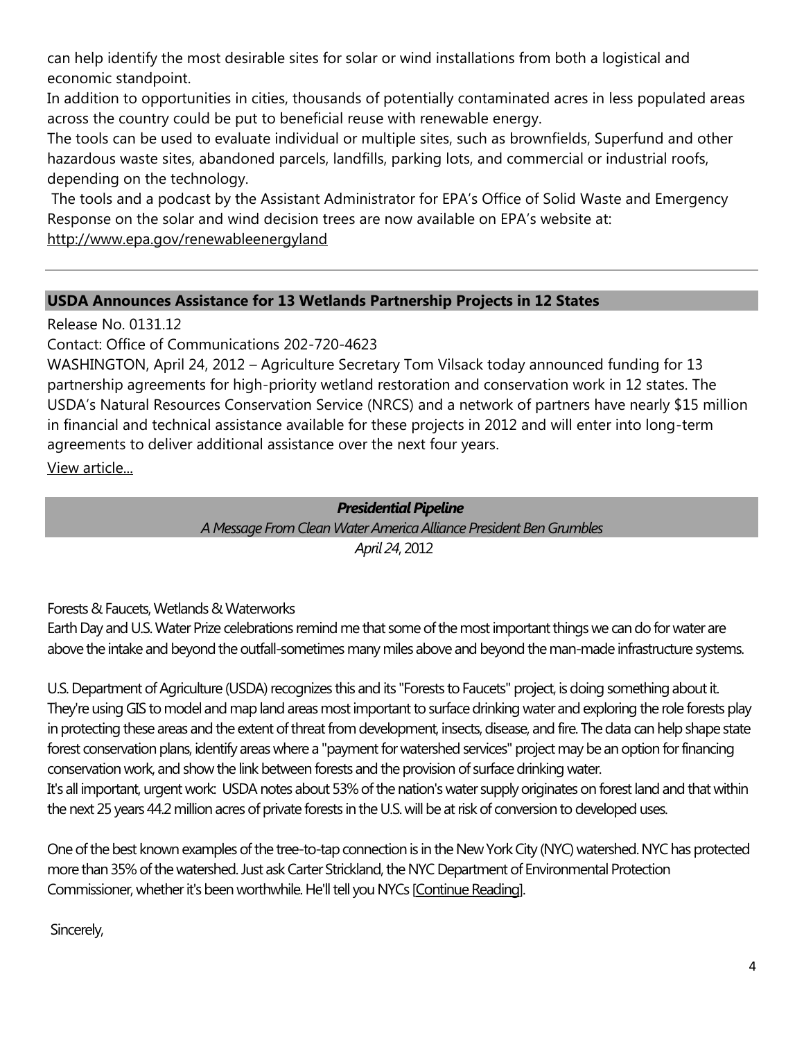can help identify the most desirable sites for solar or wind installations from both a logistical and economic standpoint.

In addition to opportunities in cities, thousands of potentially contaminated acres in less populated areas across the country could be put to beneficial reuse with renewable energy.

The tools can be used to evaluate individual or multiple sites, such as brownfields, Superfund and other hazardous waste sites, abandoned parcels, landfills, parking lots, and commercial or industrial roofs, depending on the technology.

The tools and a podcast by the Assistant Administrator for EPA's Office of Solid Waste and Emergency Response on the solar and wind decision trees are now available on EPA's website at: http://www.epa.gov/renewableenergyland

---

## USDA Announces Assistance for 13 Wetlands Partnership Projects in 12 States

Release No. 0131.12

Contact: Office of Communications 202-720-4623

WASHINGTON, April 24, 2012 – Agriculture Secretary Tom Vilsack today announced funding for 13 partnership agreements for high-priority wetland restoration and conservation work in 12 states. The USDA's Natural Resources Conservation Service (NRCS) and a network of partners have nearly $15 million in financial and technical assistance available for these projects in 2012 and will enter into long-term agreements to deliver additional assistance over the next four years.

View article...

## *Presidential Pipeline*

*A Message From Clean Water America Alliance President Ben Grumbles*

*April 24*, 2012

Forests & Faucets, Wetlands & Waterworks

Earth Day and U.S. Water Prize celebrations remind me that some of the most important things we can do for water are above the intake and beyond the outfall-sometimes many miles above and beyond the man-made infrastructure systems.

U.S. Department of Agriculture (USDA) recognizes this and its "Forests to Faucets" project, is doing something about it. They're using GIS to model and map land areas most important to surface drinking water and exploring the role forests play in protecting these areas and the extent of threat from development, insects, disease, and fire. The data can help shape state forest conservation plans, identify areas where a "payment for watershed services" project may be an option for financing conservation work, and show the link between forests and the provision of surface drinking water.

It's all important, urgent work: USDA notes about 53% of the nation's water supply originates on forest land and that within the next 25 years 44.2 million acres of private forests in the U.S. will be at risk of conversion to developed uses.

One of the best known examples of the tree-to-tap connection is in the New York City (NYC) watershed. NYC has protected more than 35% of the watershed. Just ask Carter Strickland, the NYC Department of Environmental Protection Commissioner, whether it's been worthwhile. He'll tell you NYCs [Continue Reading].

Sincerely,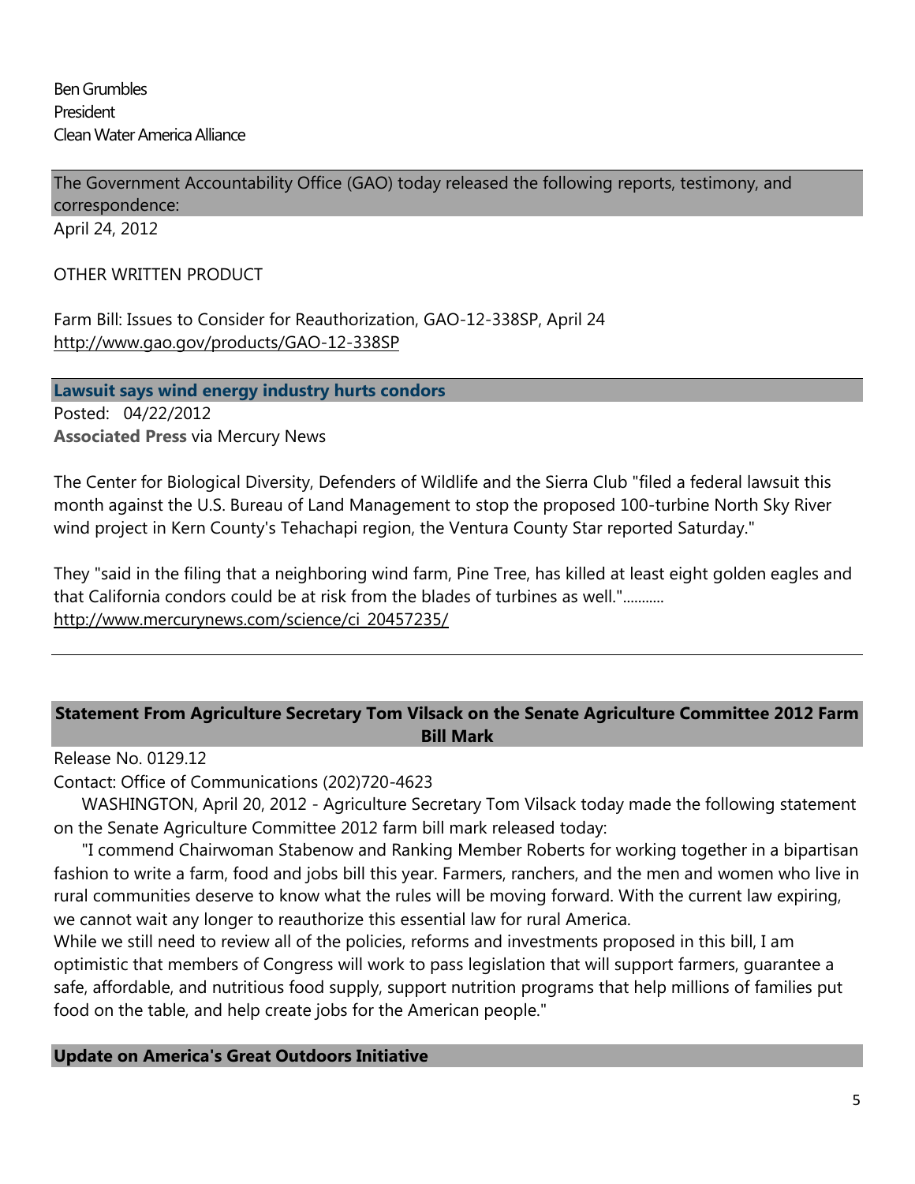Ben Grumbles
President
Clean Water America Alliance

## The Government Accountability Office (GAO) today released the following reports, testimony, and correspondence:

April 24, 2012

OTHER WRITTEN PRODUCT

Farm Bill: Issues to Consider for Reauthorization, GAO-12-338SP, April 24
http://www.gao.gov/products/GAO-12-338SP

## Lawsuit says wind energy industry hurts condors

Posted: 04/22/2012
**Associated Press** via Mercury News

The Center for Biological Diversity, Defenders of Wildlife and the Sierra Club "filed a federal lawsuit this month against the U.S. Bureau of Land Management to stop the proposed 100-turbine North Sky River wind project in Kern County's Tehachapi region, the Ventura County Star reported Saturday."

They "said in the filing that a neighboring wind farm, Pine Tree, has killed at least eight golden eagles and that California condors could be at risk from the blades of turbines as well."..........
http://www.mercurynews.com/science/ci_20457235/

---

## Statement From Agriculture Secretary Tom Vilsack on the Senate Agriculture Committee 2012 Farm Bill Mark

Release No. 0129.12
Contact: Office of Communications (202)720-4623

WASHINGTON, April 20, 2012 - Agriculture Secretary Tom Vilsack today made the following statement on the Senate Agriculture Committee 2012 farm bill mark released today:

"I commend Chairwoman Stabenow and Ranking Member Roberts for working together in a bipartisan fashion to write a farm, food and jobs bill this year. Farmers, ranchers, and the men and women who live in rural communities deserve to know what the rules will be moving forward. With the current law expiring, we cannot wait any longer to reauthorize this essential law for rural America.
While we still need to review all of the policies, reforms and investments proposed in this bill, I am optimistic that members of Congress will work to pass legislation that will support farmers, guarantee a safe, affordable, and nutritious food supply, support nutrition programs that help millions of families put food on the table, and help create jobs for the American people."

## Update on America's Great Outdoors Initiative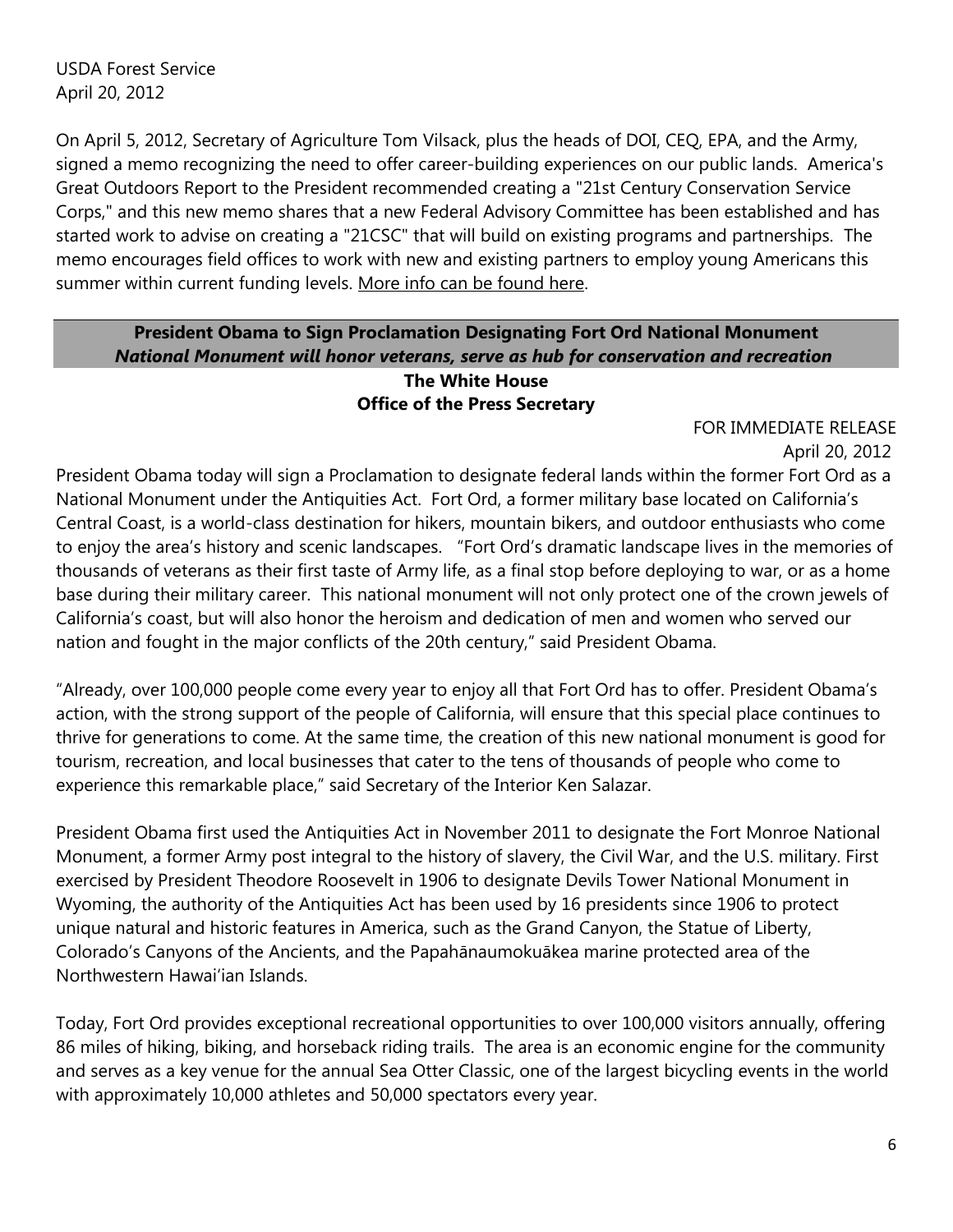USDA Forest Service
April 20, 2012

On April 5, 2012, Secretary of Agriculture Tom Vilsack, plus the heads of DOI, CEQ, EPA, and the Army, signed a memo recognizing the need to offer career-building experiences on our public lands. America's Great Outdoors Report to the President recommended creating a "21st Century Conservation Service Corps," and this new memo shares that a new Federal Advisory Committee has been established and has started work to advise on creating a "21CSC" that will build on existing programs and partnerships. The memo encourages field offices to work with new and existing partners to employ young Americans this summer within current funding levels. More info can be found here.

## President Obama to Sign Proclamation Designating Fort Ord National Monument

***National Monument will honor veterans, serve as hub for conservation and recreation***

**The White House**
**Office of the Press Secretary**

FOR IMMEDIATE RELEASE
April 20, 2012

President Obama today will sign a Proclamation to designate federal lands within the former Fort Ord as a National Monument under the Antiquities Act. Fort Ord, a former military base located on California's Central Coast, is a world-class destination for hikers, mountain bikers, and outdoor enthusiasts who come to enjoy the area's history and scenic landscapes. "Fort Ord's dramatic landscape lives in the memories of thousands of veterans as their first taste of Army life, as a final stop before deploying to war, or as a home base during their military career. This national monument will not only protect one of the crown jewels of California's coast, but will also honor the heroism and dedication of men and women who served our nation and fought in the major conflicts of the 20th century," said President Obama.

"Already, over 100,000 people come every year to enjoy all that Fort Ord has to offer. President Obama's action, with the strong support of the people of California, will ensure that this special place continues to thrive for generations to come. At the same time, the creation of this new national monument is good for tourism, recreation, and local businesses that cater to the tens of thousands of people who come to experience this remarkable place," said Secretary of the Interior Ken Salazar.

President Obama first used the Antiquities Act in November 2011 to designate the Fort Monroe National Monument, a former Army post integral to the history of slavery, the Civil War, and the U.S. military. First exercised by President Theodore Roosevelt in 1906 to designate Devils Tower National Monument in Wyoming, the authority of the Antiquities Act has been used by 16 presidents since 1906 to protect unique natural and historic features in America, such as the Grand Canyon, the Statue of Liberty, Colorado's Canyons of the Ancients, and the Papahānaumokuākea marine protected area of the Northwestern Hawai'ian Islands.

Today, Fort Ord provides exceptional recreational opportunities to over 100,000 visitors annually, offering 86 miles of hiking, biking, and horseback riding trails. The area is an economic engine for the community and serves as a key venue for the annual Sea Otter Classic, one of the largest bicycling events in the world with approximately 10,000 athletes and 50,000 spectators every year.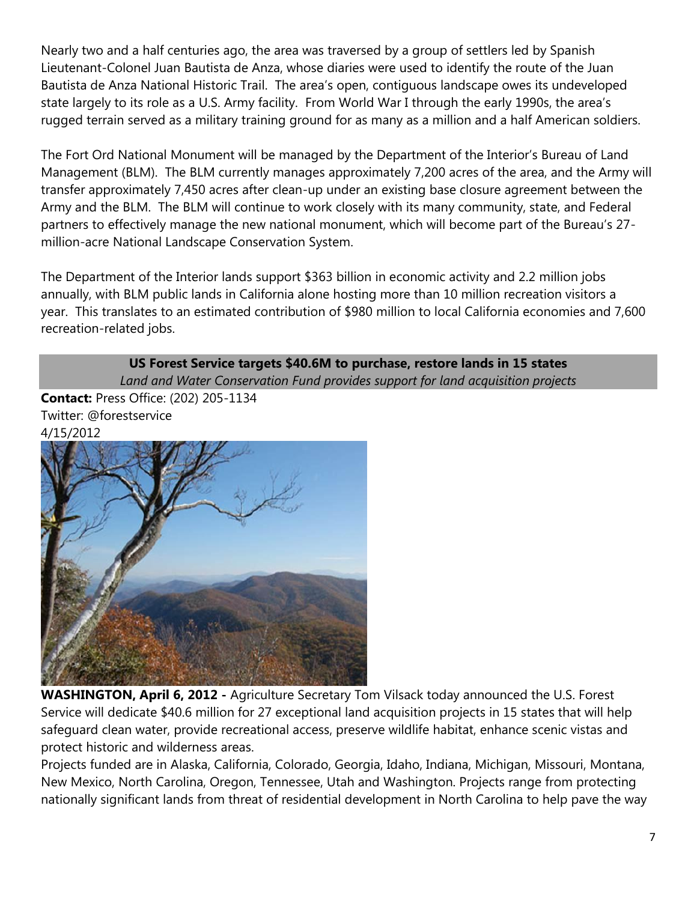Nearly two and a half centuries ago, the area was traversed by a group of settlers led by Spanish Lieutenant-Colonel Juan Bautista de Anza, whose diaries were used to identify the route of the Juan Bautista de Anza National Historic Trail. The area's open, contiguous landscape owes its undeveloped state largely to its role as a U.S. Army facility. From World War I through the early 1990s, the area's rugged terrain served as a military training ground for as many as a million and a half American soldiers.

The Fort Ord National Monument will be managed by the Department of the Interior's Bureau of Land Management (BLM). The BLM currently manages approximately 7,200 acres of the area, and the Army will transfer approximately 7,450 acres after clean-up under an existing base closure agreement between the Army and the BLM. The BLM will continue to work closely with its many community, state, and Federal partners to effectively manage the new national monument, which will become part of the Bureau's 27-million-acre National Landscape Conservation System.

The Department of the Interior lands support $363 billion in economic activity and 2.2 million jobs annually, with BLM public lands in California alone hosting more than 10 million recreation visitors a year. This translates to an estimated contribution of $980 million to local California economies and 7,600 recreation-related jobs.

## US Forest Service targets $40.6M to purchase, restore lands in 15 states

*Land and Water Conservation Fund provides support for land acquisition projects*

**Contact:** Press Office: (202) 205-1134
Twitter: @forestservice
4/15/2012

**WASHINGTON, April 6, 2012 -** Agriculture Secretary Tom Vilsack today announced the U.S. Forest Service will dedicate $40.6 million for 27 exceptional land acquisition projects in 15 states that will help safeguard clean water, provide recreational access, preserve wildlife habitat, enhance scenic vistas and protect historic and wilderness areas.

Projects funded are in Alaska, California, Colorado, Georgia, Idaho, Indiana, Michigan, Missouri, Montana, New Mexico, North Carolina, Oregon, Tennessee, Utah and Washington. Projects range from protecting nationally significant lands from threat of residential development in North Carolina to help pave the way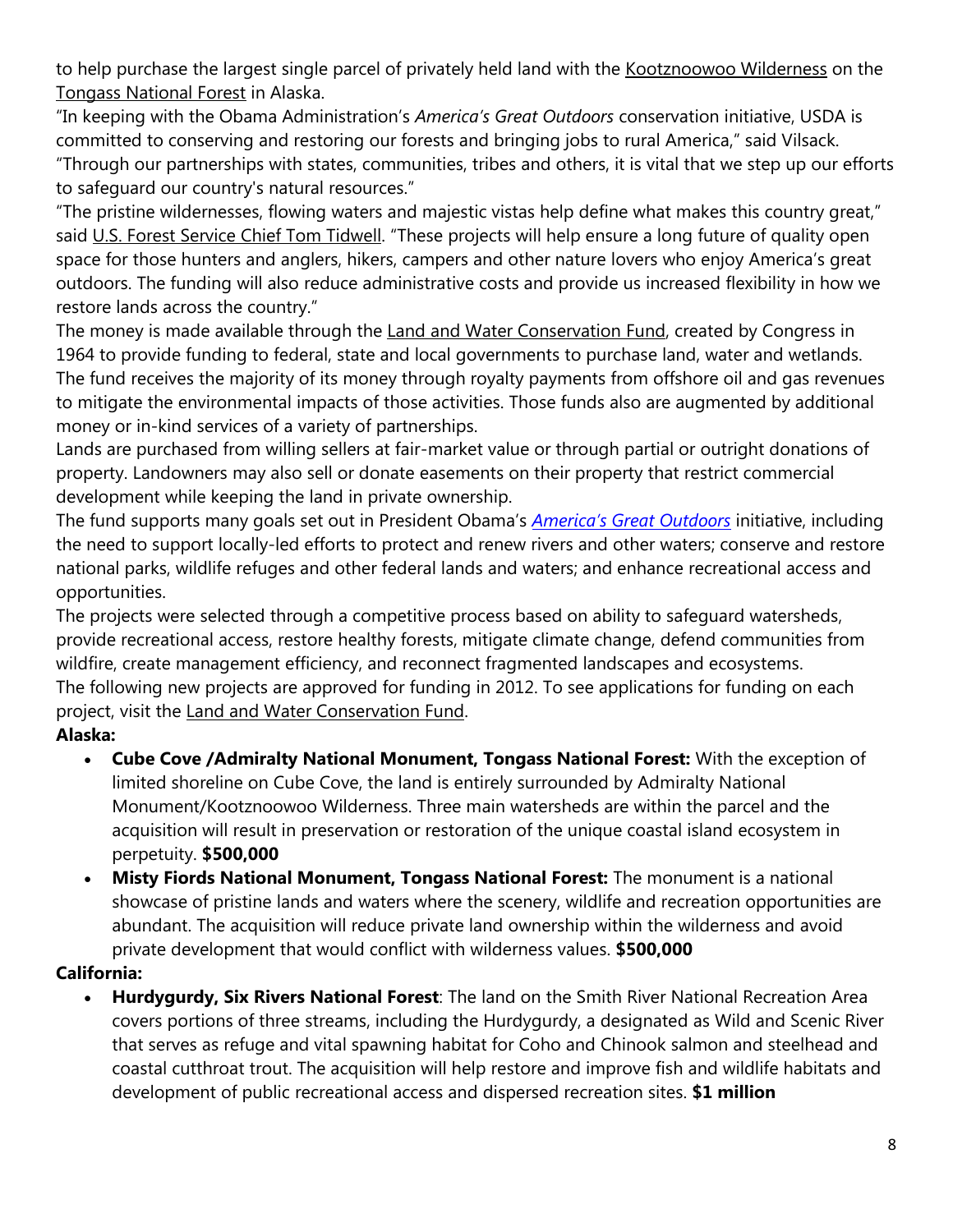to help purchase the largest single parcel of privately held land with the Kootznoowoo Wilderness on the Tongass National Forest in Alaska.

"In keeping with the Obama Administration's *America's Great Outdoors* conservation initiative, USDA is committed to conserving and restoring our forests and bringing jobs to rural America," said Vilsack. "Through our partnerships with states, communities, tribes and others, it is vital that we step up our efforts to safeguard our country's natural resources."

"The pristine wildernesses, flowing waters and majestic vistas help define what makes this country great," said U.S. Forest Service Chief Tom Tidwell. "These projects will help ensure a long future of quality open space for those hunters and anglers, hikers, campers and other nature lovers who enjoy America's great outdoors. The funding will also reduce administrative costs and provide us increased flexibility in how we restore lands across the country."

The money is made available through the Land and Water Conservation Fund, created by Congress in 1964 to provide funding to federal, state and local governments to purchase land, water and wetlands. The fund receives the majority of its money through royalty payments from offshore oil and gas revenues to mitigate the environmental impacts of those activities. Those funds also are augmented by additional money or in-kind services of a variety of partnerships.

Lands are purchased from willing sellers at fair-market value or through partial or outright donations of property. Landowners may also sell or donate easements on their property that restrict commercial development while keeping the land in private ownership.

The fund supports many goals set out in President Obama's *America's Great Outdoors* initiative, including the need to support locally-led efforts to protect and renew rivers and other waters; conserve and restore national parks, wildlife refuges and other federal lands and waters; and enhance recreational access and opportunities.

The projects were selected through a competitive process based on ability to safeguard watersheds, provide recreational access, restore healthy forests, mitigate climate change, defend communities from wildfire, create management efficiency, and reconnect fragmented landscapes and ecosystems.

The following new projects are approved for funding in 2012. To see applications for funding on each project, visit the Land and Water Conservation Fund.

**Alaska:**

- **Cube Cove /Admiralty National Monument, Tongass National Forest:** With the exception of limited shoreline on Cube Cove, the land is entirely surrounded by Admiralty National Monument/Kootznoowoo Wilderness. Three main watersheds are within the parcel and the acquisition will result in preservation or restoration of the unique coastal island ecosystem in perpetuity. **$500,000**
- **Misty Fiords National Monument, Tongass National Forest:** The monument is a national showcase of pristine lands and waters where the scenery, wildlife and recreation opportunities are abundant. The acquisition will reduce private land ownership within the wilderness and avoid private development that would conflict with wilderness values. **$500,000**

**California:**

- **Hurdygurdy, Six Rivers National Forest**: The land on the Smith River National Recreation Area covers portions of three streams, including the Hurdygurdy, a designated as Wild and Scenic River that serves as refuge and vital spawning habitat for Coho and Chinook salmon and steelhead and coastal cutthroat trout. The acquisition will help restore and improve fish and wildlife habitats and development of public recreational access and dispersed recreation sites. **$1 million**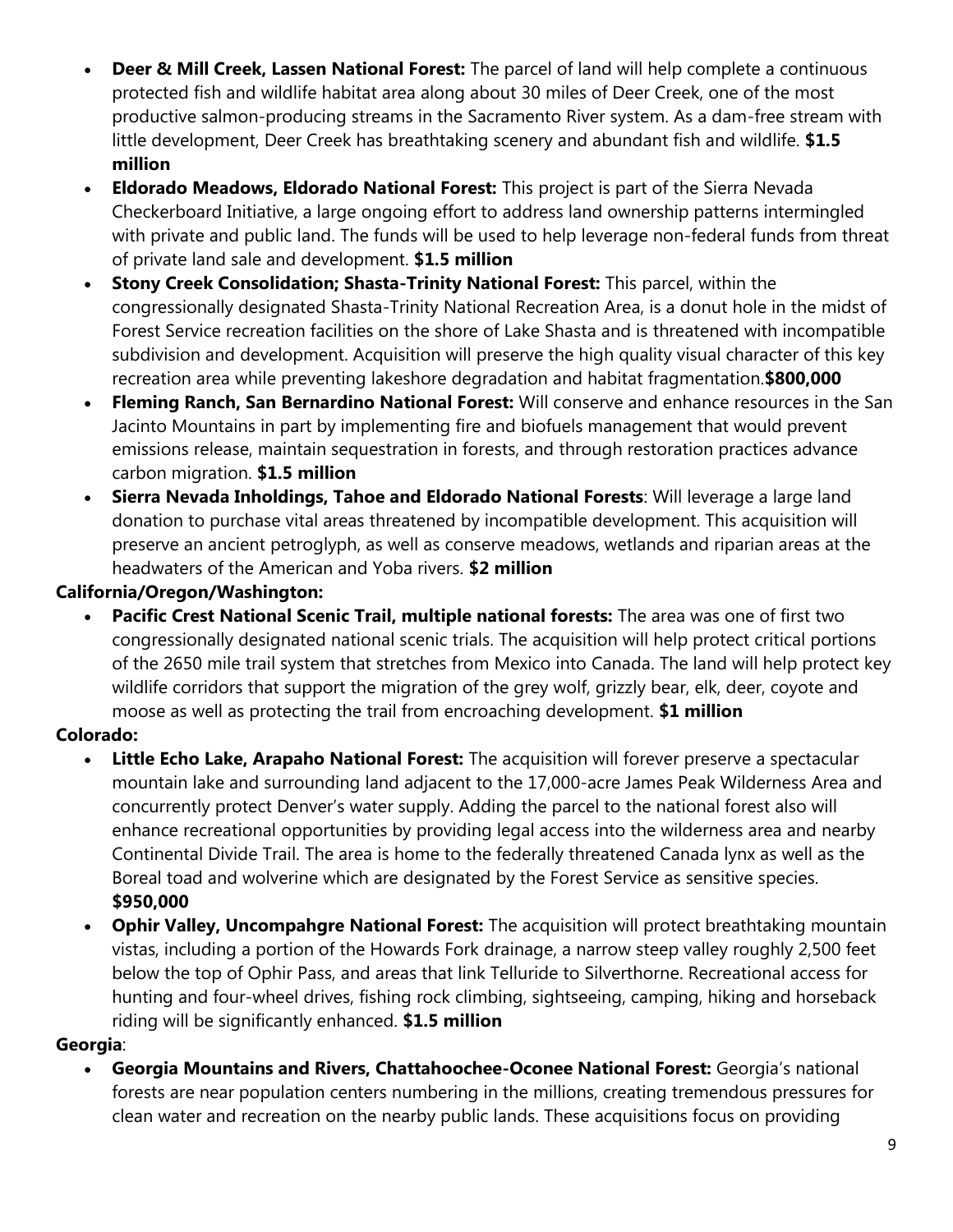- **Deer & Mill Creek, Lassen National Forest:** The parcel of land will help complete a continuous protected fish and wildlife habitat area along about 30 miles of Deer Creek, one of the most productive salmon-producing streams in the Sacramento River system. As a dam-free stream with little development, Deer Creek has breathtaking scenery and abundant fish and wildlife. **$1.5 million**
- **Eldorado Meadows, Eldorado National Forest:** This project is part of the Sierra Nevada Checkerboard Initiative, a large ongoing effort to address land ownership patterns intermingled with private and public land. The funds will be used to help leverage non-federal funds from threat of private land sale and development. **$1.5 million**
- **Stony Creek Consolidation; Shasta-Trinity National Forest:** This parcel, within the congressionally designated Shasta-Trinity National Recreation Area, is a donut hole in the midst of Forest Service recreation facilities on the shore of Lake Shasta and is threatened with incompatible subdivision and development. Acquisition will preserve the high quality visual character of this key recreation area while preventing lakeshore degradation and habitat fragmentation.**$800,000**
- **Fleming Ranch, San Bernardino National Forest:** Will conserve and enhance resources in the San Jacinto Mountains in part by implementing fire and biofuels management that would prevent emissions release, maintain sequestration in forests, and through restoration practices advance carbon migration. **$1.5 million**
- **Sierra Nevada Inholdings, Tahoe and Eldorado National Forests**: Will leverage a large land donation to purchase vital areas threatened by incompatible development. This acquisition will preserve an ancient petroglyph, as well as conserve meadows, wetlands and riparian areas at the headwaters of the American and Yoba rivers. **$2 million**

**California/Oregon/Washington:**

- **Pacific Crest National Scenic Trail, multiple national forests:** The area was one of first two congressionally designated national scenic trials. The acquisition will help protect critical portions of the 2650 mile trail system that stretches from Mexico into Canada. The land will help protect key wildlife corridors that support the migration of the grey wolf, grizzly bear, elk, deer, coyote and moose as well as protecting the trail from encroaching development. **$1 million**

**Colorado:**

- **Little Echo Lake, Arapaho National Forest:** The acquisition will forever preserve a spectacular mountain lake and surrounding land adjacent to the 17,000-acre James Peak Wilderness Area and concurrently protect Denver's water supply. Adding the parcel to the national forest also will enhance recreational opportunities by providing legal access into the wilderness area and nearby Continental Divide Trail. The area is home to the federally threatened Canada lynx as well as the Boreal toad and wolverine which are designated by the Forest Service as sensitive species. **$950,000**
- **Ophir Valley, Uncompahgre National Forest:** The acquisition will protect breathtaking mountain vistas, including a portion of the Howards Fork drainage, a narrow steep valley roughly 2,500 feet below the top of Ophir Pass, and areas that link Telluride to Silverthorne. Recreational access for hunting and four-wheel drives, fishing rock climbing, sightseeing, camping, hiking and horseback riding will be significantly enhanced. **$1.5 million**

**Georgia**:

- **Georgia Mountains and Rivers, Chattahoochee-Oconee National Forest:** Georgia's national forests are near population centers numbering in the millions, creating tremendous pressures for clean water and recreation on the nearby public lands. These acquisitions focus on providing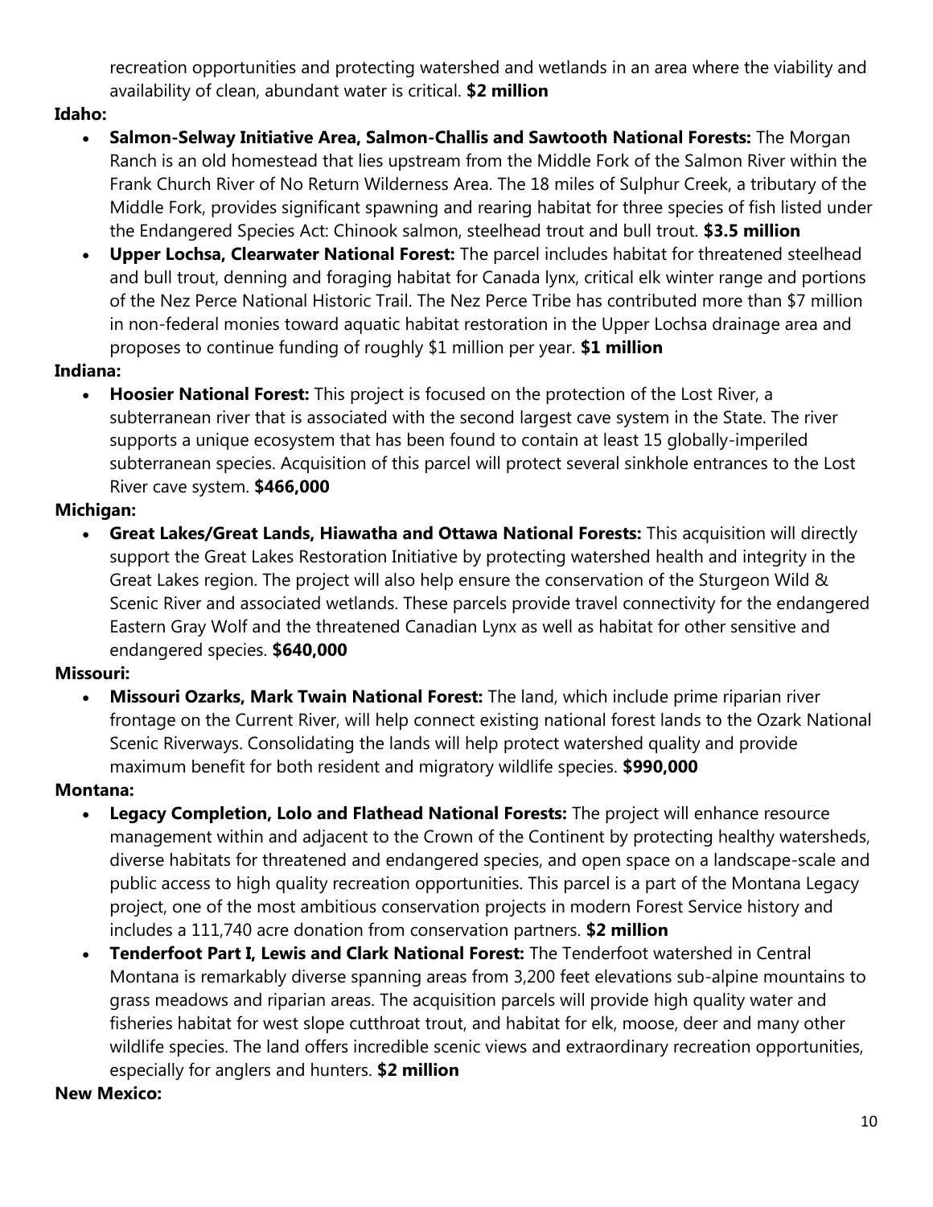recreation opportunities and protecting watershed and wetlands in an area where the viability and availability of clean, abundant water is critical. **$2 million**

**Idaho:**

- **Salmon-Selway Initiative Area, Salmon-Challis and Sawtooth National Forests:** The Morgan Ranch is an old homestead that lies upstream from the Middle Fork of the Salmon River within the Frank Church River of No Return Wilderness Area. The 18 miles of Sulphur Creek, a tributary of the Middle Fork, provides significant spawning and rearing habitat for three species of fish listed under the Endangered Species Act: Chinook salmon, steelhead trout and bull trout. **$3.5 million**
- **Upper Lochsa, Clearwater National Forest:** The parcel includes habitat for threatened steelhead and bull trout, denning and foraging habitat for Canada lynx, critical elk winter range and portions of the Nez Perce National Historic Trail. The Nez Perce Tribe has contributed more than $7 million in non-federal monies toward aquatic habitat restoration in the Upper Lochsa drainage area and proposes to continue funding of roughly $1 million per year. **$1 million**

**Indiana:**

- **Hoosier National Forest:** This project is focused on the protection of the Lost River, a subterranean river that is associated with the second largest cave system in the State. The river supports a unique ecosystem that has been found to contain at least 15 globally-imperiled subterranean species. Acquisition of this parcel will protect several sinkhole entrances to the Lost River cave system. **$466,000**

**Michigan:**

- **Great Lakes/Great Lands, Hiawatha and Ottawa National Forests:** This acquisition will directly support the Great Lakes Restoration Initiative by protecting watershed health and integrity in the Great Lakes region. The project will also help ensure the conservation of the Sturgeon Wild & Scenic River and associated wetlands. These parcels provide travel connectivity for the endangered Eastern Gray Wolf and the threatened Canadian Lynx as well as habitat for other sensitive and endangered species. **$640,000**

**Missouri:**

- **Missouri Ozarks, Mark Twain National Forest:** The land, which include prime riparian river frontage on the Current River, will help connect existing national forest lands to the Ozark National Scenic Riverways. Consolidating the lands will help protect watershed quality and provide maximum benefit for both resident and migratory wildlife species. **$990,000**

**Montana:**

- **Legacy Completion, Lolo and Flathead National Forests:** The project will enhance resource management within and adjacent to the Crown of the Continent by protecting healthy watersheds, diverse habitats for threatened and endangered species, and open space on a landscape-scale and public access to high quality recreation opportunities. This parcel is a part of the Montana Legacy project, one of the most ambitious conservation projects in modern Forest Service history and includes a 111,740 acre donation from conservation partners. **$2 million**
- **Tenderfoot Part I, Lewis and Clark National Forest:** The Tenderfoot watershed in Central Montana is remarkably diverse spanning areas from 3,200 feet elevations sub-alpine mountains to grass meadows and riparian areas. The acquisition parcels will provide high quality water and fisheries habitat for west slope cutthroat trout, and habitat for elk, moose, deer and many other wildlife species. The land offers incredible scenic views and extraordinary recreation opportunities, especially for anglers and hunters. **$2 million**

**New Mexico:**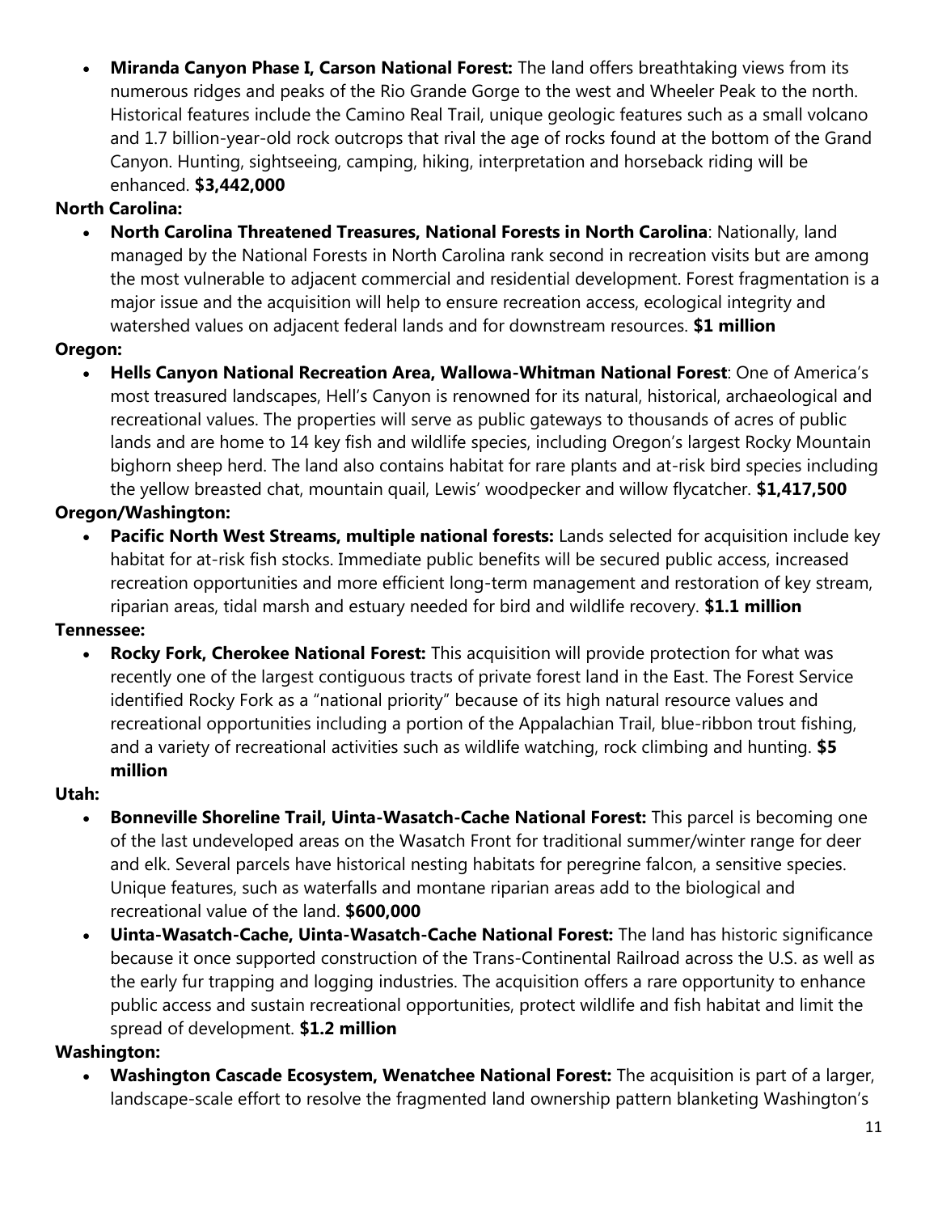- **Miranda Canyon Phase I, Carson National Forest:** The land offers breathtaking views from its numerous ridges and peaks of the Rio Grande Gorge to the west and Wheeler Peak to the north. Historical features include the Camino Real Trail, unique geologic features such as a small volcano and 1.7 billion-year-old rock outcrops that rival the age of rocks found at the bottom of the Grand Canyon. Hunting, sightseeing, camping, hiking, interpretation and horseback riding will be enhanced. **$3,442,000**

**North Carolina:**

- **North Carolina Threatened Treasures, National Forests in North Carolina**: Nationally, land managed by the National Forests in North Carolina rank second in recreation visits but are among the most vulnerable to adjacent commercial and residential development. Forest fragmentation is a major issue and the acquisition will help to ensure recreation access, ecological integrity and watershed values on adjacent federal lands and for downstream resources. **$1 million**

**Oregon:**

- **Hells Canyon National Recreation Area, Wallowa-Whitman National Forest**: One of America's most treasured landscapes, Hell's Canyon is renowned for its natural, historical, archaeological and recreational values. The properties will serve as public gateways to thousands of acres of public lands and are home to 14 key fish and wildlife species, including Oregon's largest Rocky Mountain bighorn sheep herd. The land also contains habitat for rare plants and at-risk bird species including the yellow breasted chat, mountain quail, Lewis' woodpecker and willow flycatcher. **$1,417,500**

**Oregon/Washington:**

- **Pacific North West Streams, multiple national forests:** Lands selected for acquisition include key habitat for at-risk fish stocks. Immediate public benefits will be secured public access, increased recreation opportunities and more efficient long-term management and restoration of key stream, riparian areas, tidal marsh and estuary needed for bird and wildlife recovery. **$1.1 million**

**Tennessee:**

- **Rocky Fork, Cherokee National Forest:** This acquisition will provide protection for what was recently one of the largest contiguous tracts of private forest land in the East. The Forest Service identified Rocky Fork as a "national priority" because of its high natural resource values and recreational opportunities including a portion of the Appalachian Trail, blue-ribbon trout fishing, and a variety of recreational activities such as wildlife watching, rock climbing and hunting. **$5 million**

**Utah:**

- **Bonneville Shoreline Trail, Uinta-Wasatch-Cache National Forest:** This parcel is becoming one of the last undeveloped areas on the Wasatch Front for traditional summer/winter range for deer and elk. Several parcels have historical nesting habitats for peregrine falcon, a sensitive species. Unique features, such as waterfalls and montane riparian areas add to the biological and recreational value of the land. **$600,000**
- **Uinta-Wasatch-Cache, Uinta-Wasatch-Cache National Forest:** The land has historic significance because it once supported construction of the Trans-Continental Railroad across the U.S. as well as the early fur trapping and logging industries. The acquisition offers a rare opportunity to enhance public access and sustain recreational opportunities, protect wildlife and fish habitat and limit the spread of development. **$1.2 million**

**Washington:**

- **Washington Cascade Ecosystem, Wenatchee National Forest:** The acquisition is part of a larger, landscape-scale effort to resolve the fragmented land ownership pattern blanketing Washington's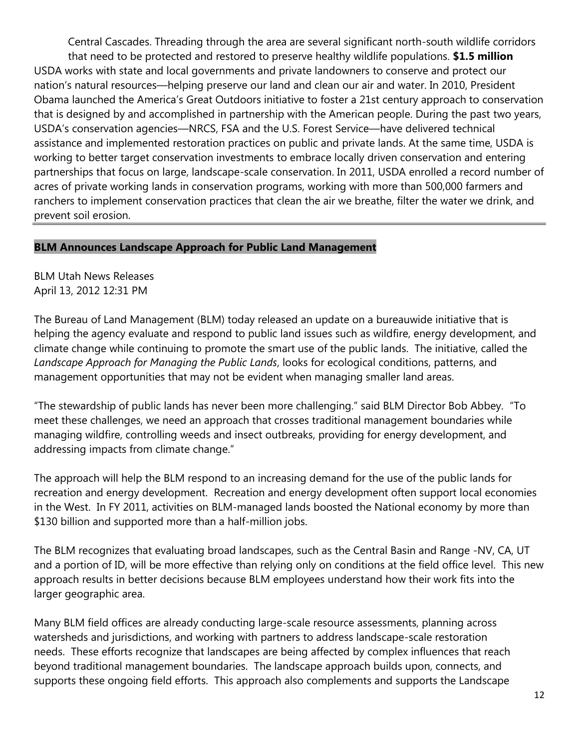Central Cascades. Threading through the area are several significant north-south wildlife corridors that need to be protected and restored to preserve healthy wildlife populations. **$1.5 million**

USDA works with state and local governments and private landowners to conserve and protect our nation's natural resources—helping preserve our land and clean our air and water. In 2010, President Obama launched the America's Great Outdoors initiative to foster a 21st century approach to conservation that is designed by and accomplished in partnership with the American people. During the past two years, USDA's conservation agencies—NRCS, FSA and the U.S. Forest Service—have delivered technical assistance and implemented restoration practices on public and private lands. At the same time, USDA is working to better target conservation investments to embrace locally driven conservation and entering partnerships that focus on large, landscape-scale conservation. In 2011, USDA enrolled a record number of acres of private working lands in conservation programs, working with more than 500,000 farmers and ranchers to implement conservation practices that clean the air we breathe, filter the water we drink, and prevent soil erosion.

---

**BLM Announces Landscape Approach for Public Land Management**

BLM Utah News Releases
April 13, 2012 12:31 PM

The Bureau of Land Management (BLM) today released an update on a bureauwide initiative that is helping the agency evaluate and respond to public land issues such as wildfire, energy development, and climate change while continuing to promote the smart use of the public lands. The initiative, called the *Landscape Approach for Managing the Public Lands*, looks for ecological conditions, patterns, and management opportunities that may not be evident when managing smaller land areas.

"The stewardship of public lands has never been more challenging." said BLM Director Bob Abbey. "To meet these challenges, we need an approach that crosses traditional management boundaries while managing wildfire, controlling weeds and insect outbreaks, providing for energy development, and addressing impacts from climate change."

The approach will help the BLM respond to an increasing demand for the use of the public lands for recreation and energy development. Recreation and energy development often support local economies in the West. In FY 2011, activities on BLM-managed lands boosted the National economy by more than $130 billion and supported more than a half-million jobs.

The BLM recognizes that evaluating broad landscapes, such as the Central Basin and Range -NV, CA, UT and a portion of ID, will be more effective than relying only on conditions at the field office level. This new approach results in better decisions because BLM employees understand how their work fits into the larger geographic area.

Many BLM field offices are already conducting large-scale resource assessments, planning across watersheds and jurisdictions, and working with partners to address landscape-scale restoration needs. These efforts recognize that landscapes are being affected by complex influences that reach beyond traditional management boundaries. The landscape approach builds upon, connects, and supports these ongoing field efforts. This approach also complements and supports the Landscape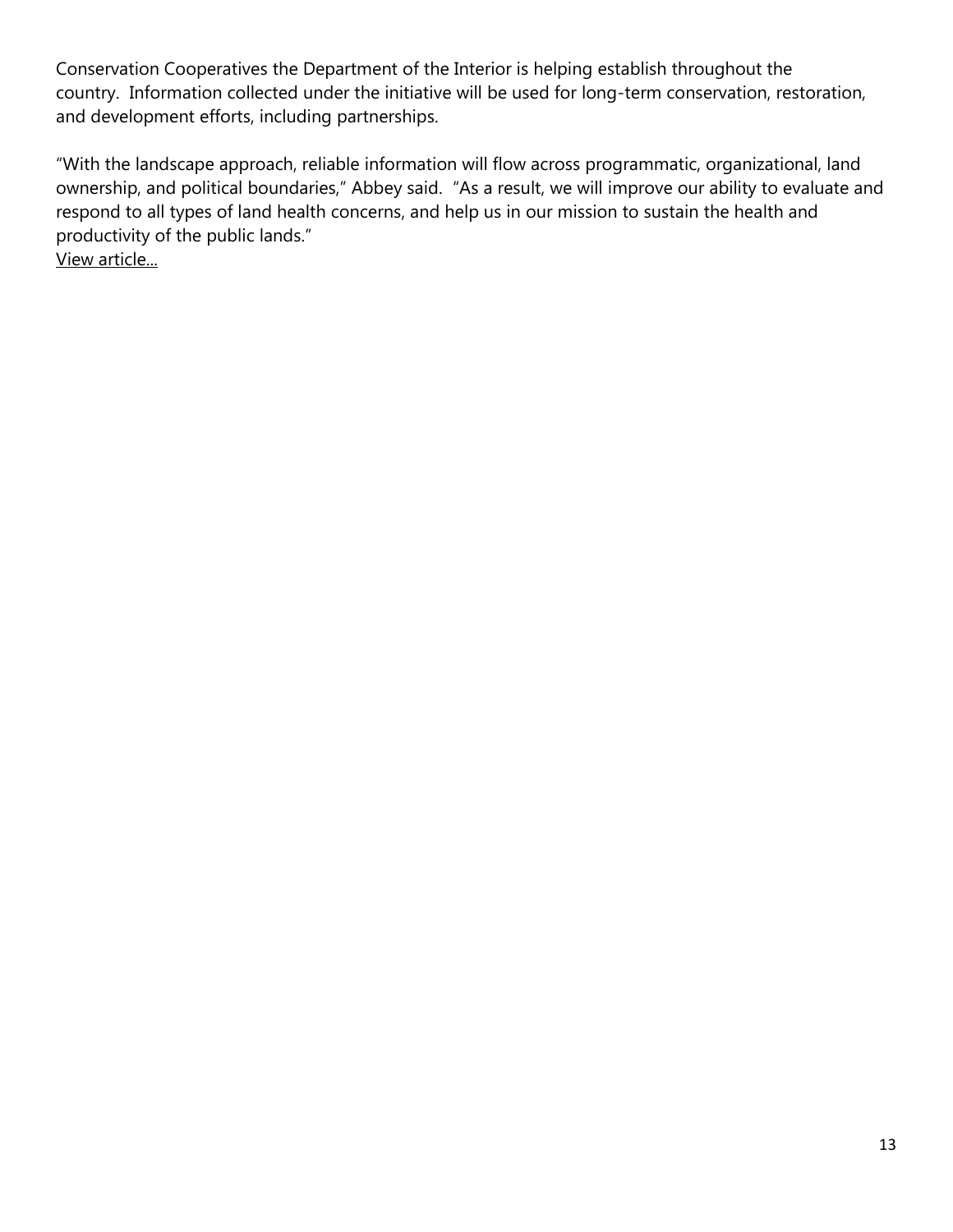Conservation Cooperatives the Department of the Interior is helping establish throughout the country. Information collected under the initiative will be used for long-term conservation, restoration, and development efforts, including partnerships.

"With the landscape approach, reliable information will flow across programmatic, organizational, land ownership, and political boundaries," Abbey said. "As a result, we will improve our ability to evaluate and respond to all types of land health concerns, and help us in our mission to sustain the health and productivity of the public lands."
View article...